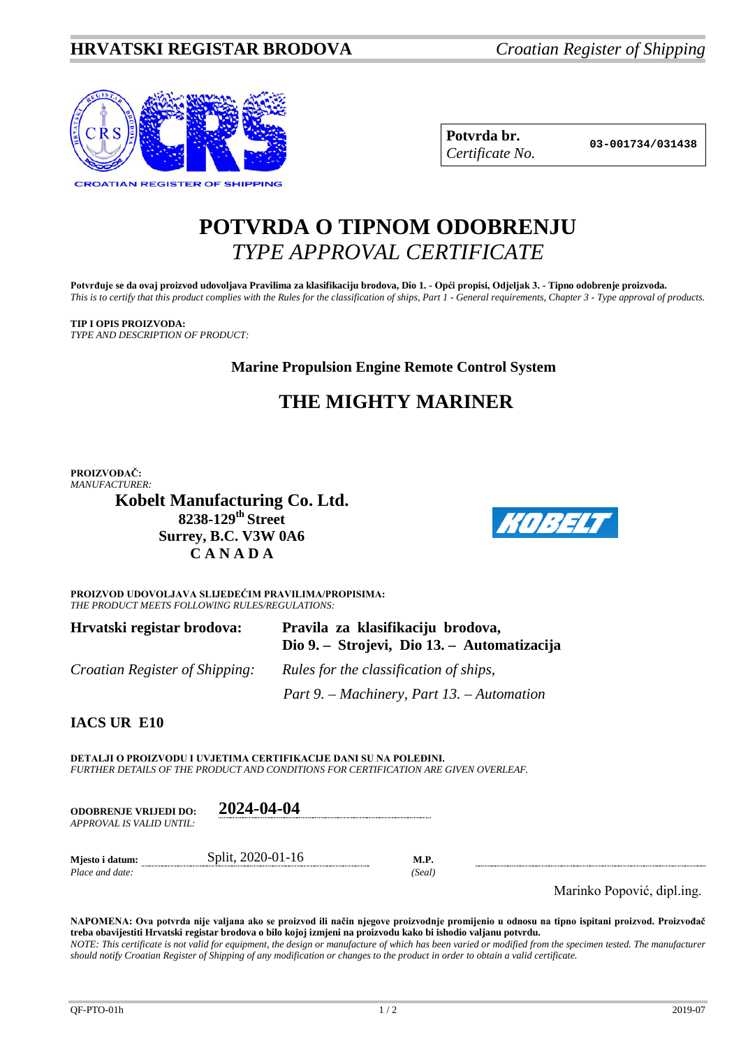**HRVATSKI REGISTAR BRODOVA** *Croatian Register of Shipping*

CROATIAN REGISTER OF SHIPPING

| **Potvrda br.** *Certificate No.* | **03-001734/031438** |
|---|---|

# POTVRDA O TIPNOM ODOBRENJU
# *TYPE APPROVAL CERTIFICATE*

**Potvrđuje se da ovaj proizvod udovoljava Pravilima za klasifikaciju brodova, Dio 1. - Opći propisi, Odjeljak 3. - Tipno odobrenje proizvoda.**
*This is to certify that this product complies with the Rules for the classification of ships, Part 1 - General requirements, Chapter 3 - Type approval of products.*

**TIP I OPIS PROIZVODA:**
*TYPE AND DESCRIPTION OF PRODUCT:*

**Marine Propulsion Engine Remote Control System**

## THE MIGHTY MARINER

**PROIZVOĐAČ:**
*MANUFACTURER:*

**Kobelt Manufacturing Co. Ltd.**
**8238-129th Street**
**Surrey, B.C. V3W 0A6**
**C A N A D A**

KOBELT

**PROIZVOD UDOVOLJAVA SLIJEDEĆIM PRAVILIMA/PROPISIMA:**
*THE PRODUCT MEETS FOLLOWING RULES/REGULATIONS:*

| | |
|---|---|
| **Hrvatski registar brodova:** | **Pravila za klasifikaciju brodova, Dio 9. – Strojevi, Dio 13. – Automatizacija** |
| *Croatian Register of Shipping:* | *Rules for the classification of ships, Part 9. – Machinery, Part 13. – Automation* |

**IACS UR E10**

**DETALJI O PROIZVODU I UVJETIMA CERTIFIKACIJE DANI SU NA POLEĐINI.**
*FURTHER DETAILS OF THE PRODUCT AND CONDITIONS FOR CERTIFICATION ARE GIVEN OVERLEAF.*

**ODOBRENJE VRIJEDI DO:** *APPROVAL IS VALID UNTIL:* **2024-04-04**

**Mjesto i datum:** *Place and date:* Split, 2020-01-16

**M.P.** *(Seal)*

Marinko Popović, dipl.ing.

**NAPOMENA: Ova potvrda nije valjana ako se proizvod ili način njegove proizvodnje promijenio u odnosu na tipno ispitani proizvod. Proizvođač treba obavijestiti Hrvatski registar brodova o bilo kojoj izmjeni na proizvodu kako bi ishodio valjanu potvrdu.**
*NOTE: This certificate is not valid for equipment, the design or manufacture of which has been varied or modified from the specimen tested. The manufacturer should notify Croatian Register of Shipping of any modification or changes to the product in order to obtain a valid certificate.*

QF-PTO-01h 2019-07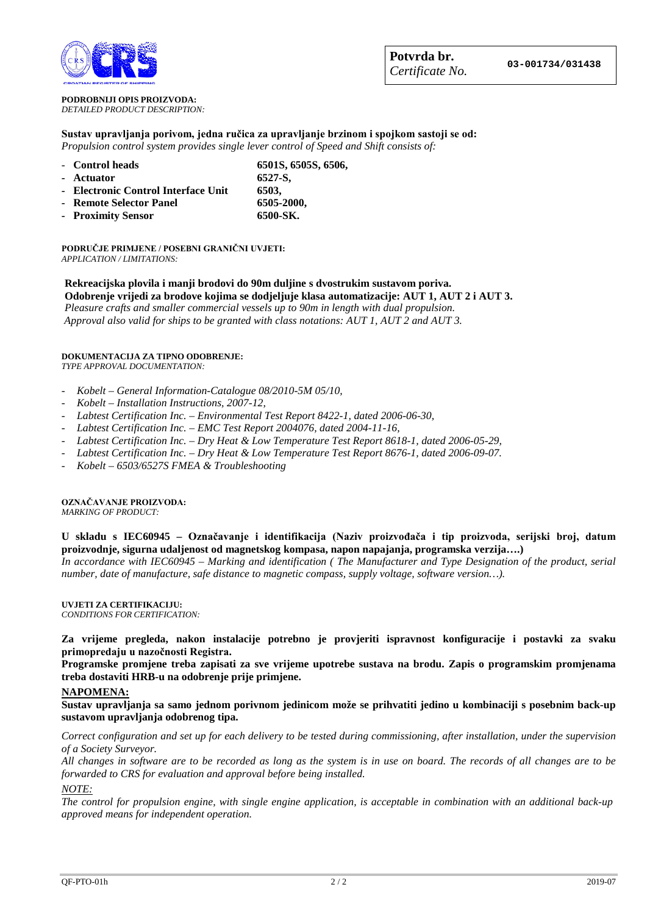**Potvrda br.** *Certificate No.* **03-001734/031438**

**PODROBNIJI OPIS PROIZVODA:**
*DETAILED PRODUCT DESCRIPTION:*

**Sustav upravljanja porivom, jedna ručica za upravljanje brzinom i spojkom sastoji se od:**
*Propulsion control system provides single lever control of Speed and Shift consists of:*

| | |
|---|---|
| - **Control heads** | **6501S, 6505S, 6506,** |
| - **Actuator** | **6527-S,** |
| - **Electronic Control Interface Unit** | **6503,** |
| - **Remote Selector Panel** | **6505-2000,** |
| - **Proximity Sensor** | **6500-SK.** |

**PODRUČJE PRIMJENE / POSEBNI GRANIČNI UVJETI:**
*APPLICATION / LIMITATIONS:*

**Rekreacijska plovila i manji brodovi do 90m duljine s dvostrukim sustavom poriva.**
**Odobrenje vrijedi za brodove kojima se dodjeljuje klasa automatizacije: AUT 1, AUT 2 i AUT 3.**
*Pleasure crafts and smaller commercial vessels up to 90m in length with dual propulsion.*
*Approval also valid for ships to be granted with class notations: AUT 1, AUT 2 and AUT 3.*

**DOKUMENTACIJA ZA TIPNO ODOBRENJE:**
*TYPE APPROVAL DOCUMENTATION:*

- *Kobelt – General Information-Catalogue 08/2010-5M 05/10,*
- *Kobelt – Installation Instructions, 2007-12,*
- *Labtest Certification Inc. – Environmental Test Report 8422-1, dated 2006-06-30,*
- *Labtest Certification Inc. – EMC Test Report 2004076, dated 2004-11-16,*
- *Labtest Certification Inc. – Dry Heat & Low Temperature Test Report 8618-1, dated 2006-05-29,*
- *Labtest Certification Inc. – Dry Heat & Low Temperature Test Report 8676-1, dated 2006-09-07.*
- *Kobelt – 6503/6527S FMEA & Troubleshooting*

**OZNAČAVANJE PROIZVODA:**
*MARKING OF PRODUCT:*

**U skladu s IEC60945 – Označavanje i identifikacija (Naziv proizvođača i tip proizvoda, serijski broj, datum proizvodnje, sigurna udaljenost od magnetskog kompasa, napon napajanja, programska verzija….)**
*In accordance with IEC60945 – Marking and identification ( The Manufacturer and Type Designation of the product, serial number, date of manufacture, safe distance to magnetic compass, supply voltage, software version…).*

**UVJETI ZA CERTIFIKACIJU:**
*CONDITIONS FOR CERTIFICATION:*

**Za vrijeme pregleda, nakon instalacije potrebno je provjeriti ispravnost konfiguracije i postavki za svaku primopredaju u nazočnosti Registra.**
**Programske promjene treba zapisati za sve vrijeme upotrebe sustava na brodu. Zapis o programskim promjenama treba dostaviti HRB-u na odobrenje prije primjene.**

**NAPOMENA:**
**Sustav upravljanja sa samo jednom porivnom jedinicom može se prihvatiti jedino u kombinaciji s posebnim back-up sustavom upravljanja odobrenog tipa.**

*Correct configuration and set up for each delivery to be tested during commissioning, after installation, under the supervision of a Society Surveyor.*
*All changes in software are to be recorded as long as the system is in use on board. The records of all changes are to be forwarded to CRS for evaluation and approval before being installed.*

*NOTE:*
*The control for propulsion engine, with single engine application, is acceptable in combination with an additional back-up approved means for independent operation.*